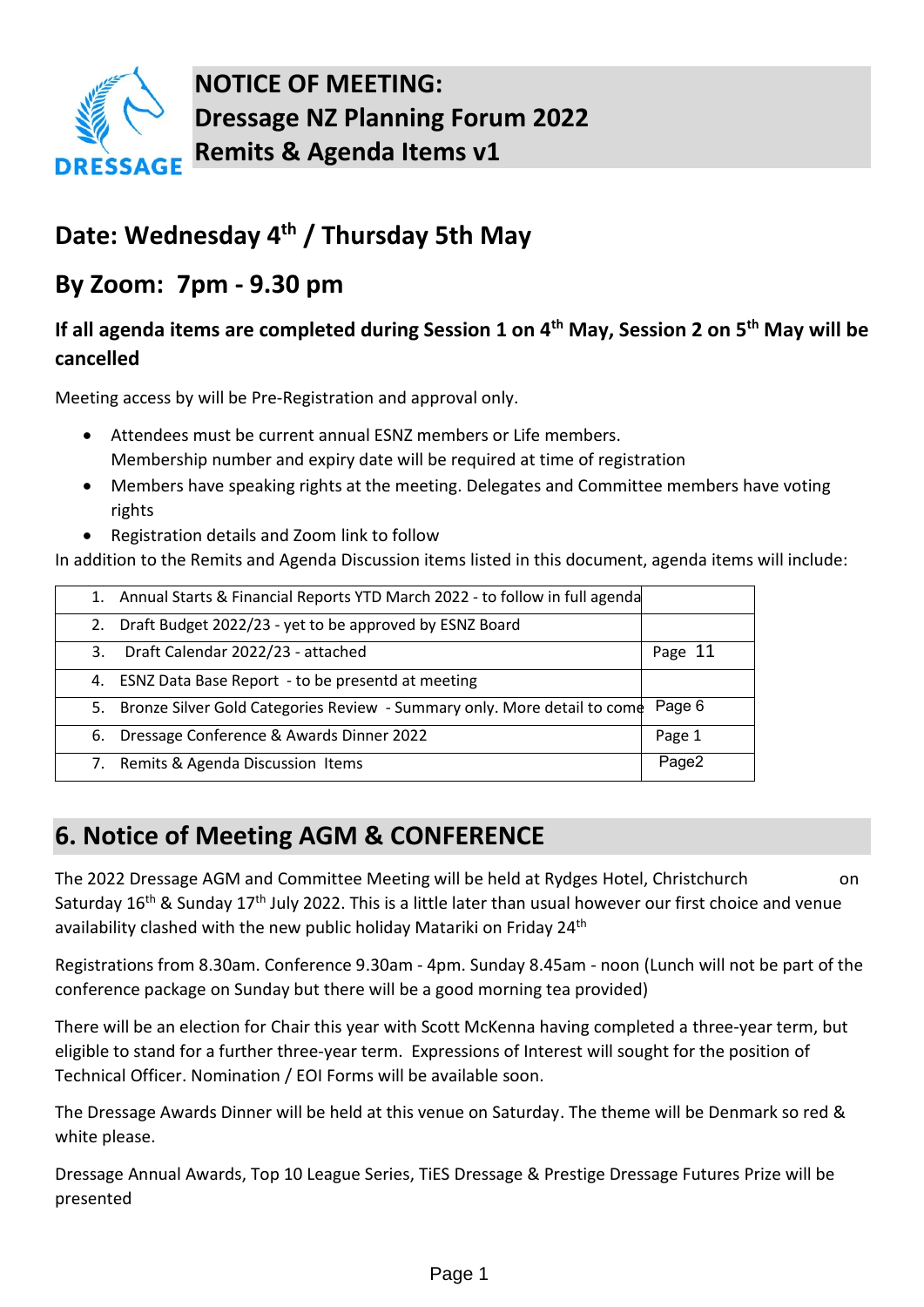# NOTICE OF MEETING: Dressage NZ Planning Forum 2022 Remits & Agenda Items v1

## Date: Wednesday 4th / Thursday 5th May

## By Zoom: 7pm - 9.30 pm

### If all agenda items are completed during Session 1 on 4th May, Session 2 on 5th May will be cancelled

Meeting access by will be Pre-Registration and approval only.

- Attendees must be current annual ESNZ members or Life members.
  Membership number and expiry date will be required at time of registration
- Members have speaking rights at the meeting. Delegates and Committee members have voting rights
- Registration details and Zoom link to follow

In addition to the Remits and Agenda Discussion items listed in this document, agenda items will include:

| | |
|---|---|
| 1. Annual Starts & Financial Reports YTD March 2022 - to follow in full agenda | |
| 2. Draft Budget 2022/23 - yet to be approved by ESNZ Board | |
| 3. Draft Calendar 2022/23 - attached | Page 11 |
| 4. ESNZ Data Base Report - to be presentd at meeting | |
| 5. Bronze Silver Gold Categories Review - Summary only. More detail to come | Page 6 |
| 6. Dressage Conference & Awards Dinner 2022 | Page 1 |
| 7. Remits & Agenda Discussion Items | Page2 |

## 6. Notice of Meeting AGM & CONFERENCE

The 2022 Dressage AGM and Committee Meeting will be held at Rydges Hotel, Christchurch on Saturday 16th & Sunday 17th July 2022. This is a little later than usual however our first choice and venue availability clashed with the new public holiday Matariki on Friday 24th

Registrations from 8.30am. Conference 9.30am - 4pm. Sunday 8.45am - noon (Lunch will not be part of the conference package on Sunday but there will be a good morning tea provided)

There will be an election for Chair this year with Scott McKenna having completed a three-year term, but eligible to stand for a further three-year term. Expressions of Interest will sought for the position of Technical Officer. Nomination / EOI Forms will be available soon.

The Dressage Awards Dinner will be held at this venue on Saturday. The theme will be Denmark so red & white please.

Dressage Annual Awards, Top 10 League Series, TiES Dressage & Prestige Dressage Futures Prize will be presented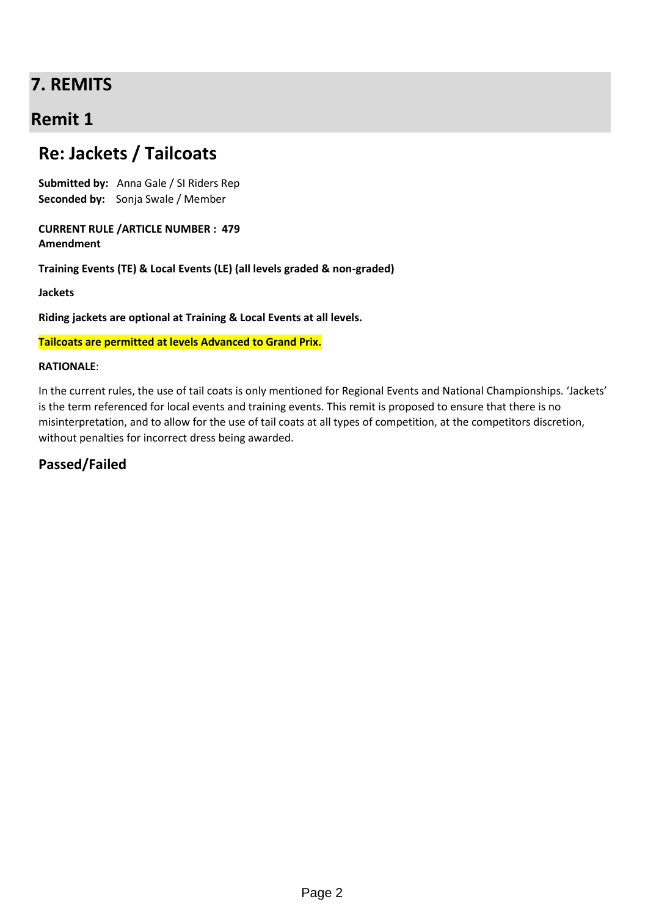# 7. REMITS

## Remit 1

### Re: Jackets / Tailcoats

**Submitted by:** Anna Gale / SI Riders Rep
**Seconded by:** Sonja Swale / Member

**CURRENT RULE /ARTICLE NUMBER : 479**
**Amendment**

**Training Events (TE) & Local Events (LE) (all levels graded & non-graded)**

**Jackets**

**Riding jackets are optional at Training & Local Events at all levels.**

**Tailcoats are permitted at levels Advanced to Grand Prix.**

**RATIONALE**:

In the current rules, the use of tail coats is only mentioned for Regional Events and National Championships. 'Jackets' is the term referenced for local events and training events. This remit is proposed to ensure that there is no misinterpretation, and to allow for the use of tail coats at all types of competition, at the competitors discretion, without penalties for incorrect dress being awarded.

### Passed/Failed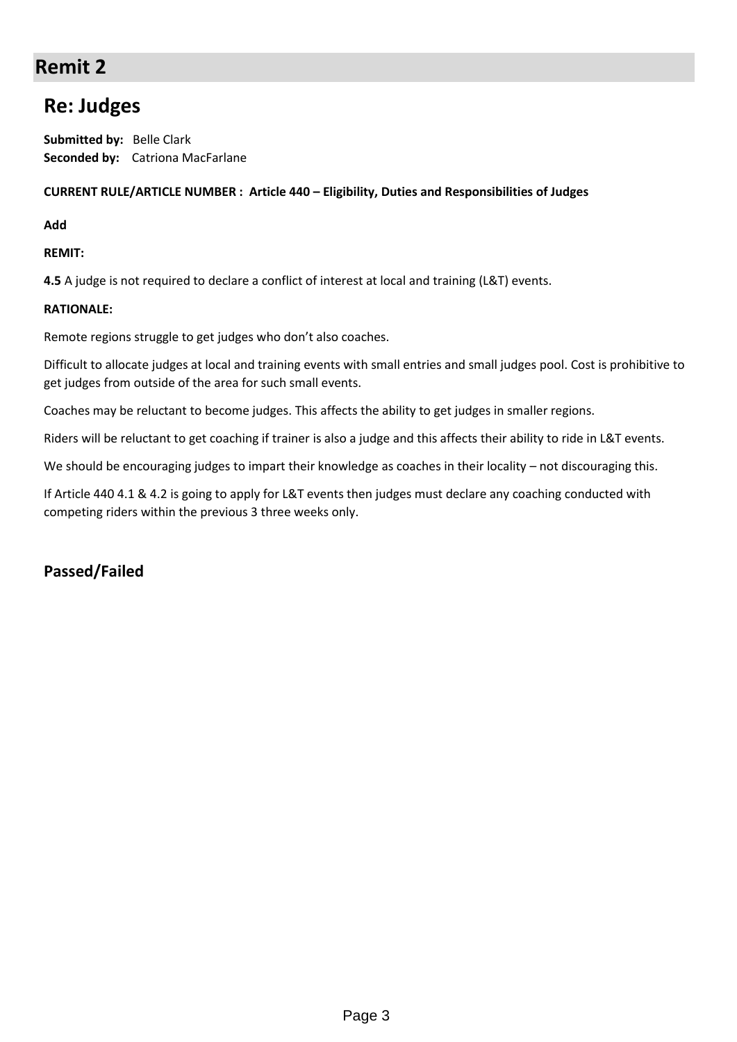# Remit 2

## Re: Judges

**Submitted by:** Belle Clark
**Seconded by:** Catriona MacFarlane

**CURRENT RULE/ARTICLE NUMBER : Article 440 – Eligibility, Duties and Responsibilities of Judges**

**Add**

**REMIT:**

**4.5** A judge is not required to declare a conflict of interest at local and training (L&T) events.

**RATIONALE:**

Remote regions struggle to get judges who don't also coaches.

Difficult to allocate judges at local and training events with small entries and small judges pool. Cost is prohibitive to get judges from outside of the area for such small events.

Coaches may be reluctant to become judges. This affects the ability to get judges in smaller regions.

Riders will be reluctant to get coaching if trainer is also a judge and this affects their ability to ride in L&T events.

We should be encouraging judges to impart their knowledge as coaches in their locality – not discouraging this.

If Article 440 4.1 & 4.2 is going to apply for L&T events then judges must declare any coaching conducted with competing riders within the previous 3 three weeks only.

## Passed/Failed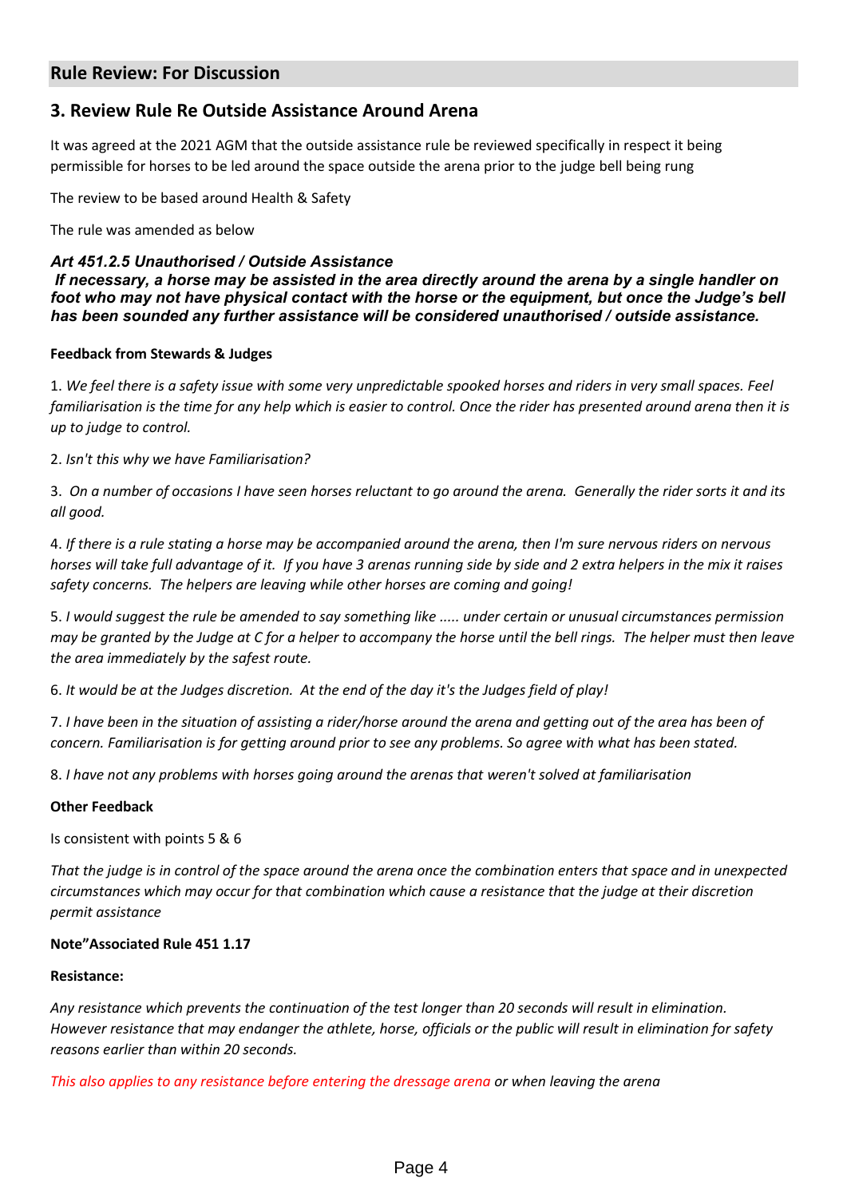## Rule Review: For Discussion

### 3. Review Rule Re Outside Assistance Around Arena

It was agreed at the 2021 AGM that the outside assistance rule be reviewed specifically in respect it being permissible for horses to be led around the space outside the arena prior to the judge bell being rung

The review to be based around Health & Safety

The rule was amended as below

***Art 451.2.5 Unauthorised / Outside Assistance***
***If necessary, a horse may be assisted in the area directly around the arena by a single handler on foot who may not have physical contact with the horse or the equipment, but once the Judge's bell has been sounded any further assistance will be considered unauthorised / outside assistance.***

**Feedback from Stewards & Judges**

1. *We feel there is a safety issue with some very unpredictable spooked horses and riders in very small spaces. Feel familiarisation is the time for any help which is easier to control. Once the rider has presented around arena then it is up to judge to control.*

2. *Isn't this why we have Familiarisation?*

3. *On a number of occasions I have seen horses reluctant to go around the arena. Generally the rider sorts it and its all good.*

4. *If there is a rule stating a horse may be accompanied around the arena, then I'm sure nervous riders on nervous horses will take full advantage of it. If you have 3 arenas running side by side and 2 extra helpers in the mix it raises safety concerns. The helpers are leaving while other horses are coming and going!*

5. *I would suggest the rule be amended to say something like ..... under certain or unusual circumstances permission may be granted by the Judge at C for a helper to accompany the horse until the bell rings. The helper must then leave the area immediately by the safest route.*

6. *It would be at the Judges discretion. At the end of the day it's the Judges field of play!*

7. *I have been in the situation of assisting a rider/horse around the arena and getting out of the area has been of concern. Familiarisation is for getting around prior to see any problems. So agree with what has been stated.*

8. *I have not any problems with horses going around the arenas that weren't solved at familiarisation*

**Other Feedback**

Is consistent with points 5 & 6

*That the judge is in control of the space around the arena once the combination enters that space and in unexpected circumstances which may occur for that combination which cause a resistance that the judge at their discretion permit assistance*

**Note"Associated Rule 451 1.17**

**Resistance:**

*Any resistance which prevents the continuation of the test longer than 20 seconds will result in elimination. However resistance that may endanger the athlete, horse, officials or the public will result in elimination for safety reasons earlier than within 20 seconds.*

*This also applies to any resistance before entering the dressage arena or when leaving the arena*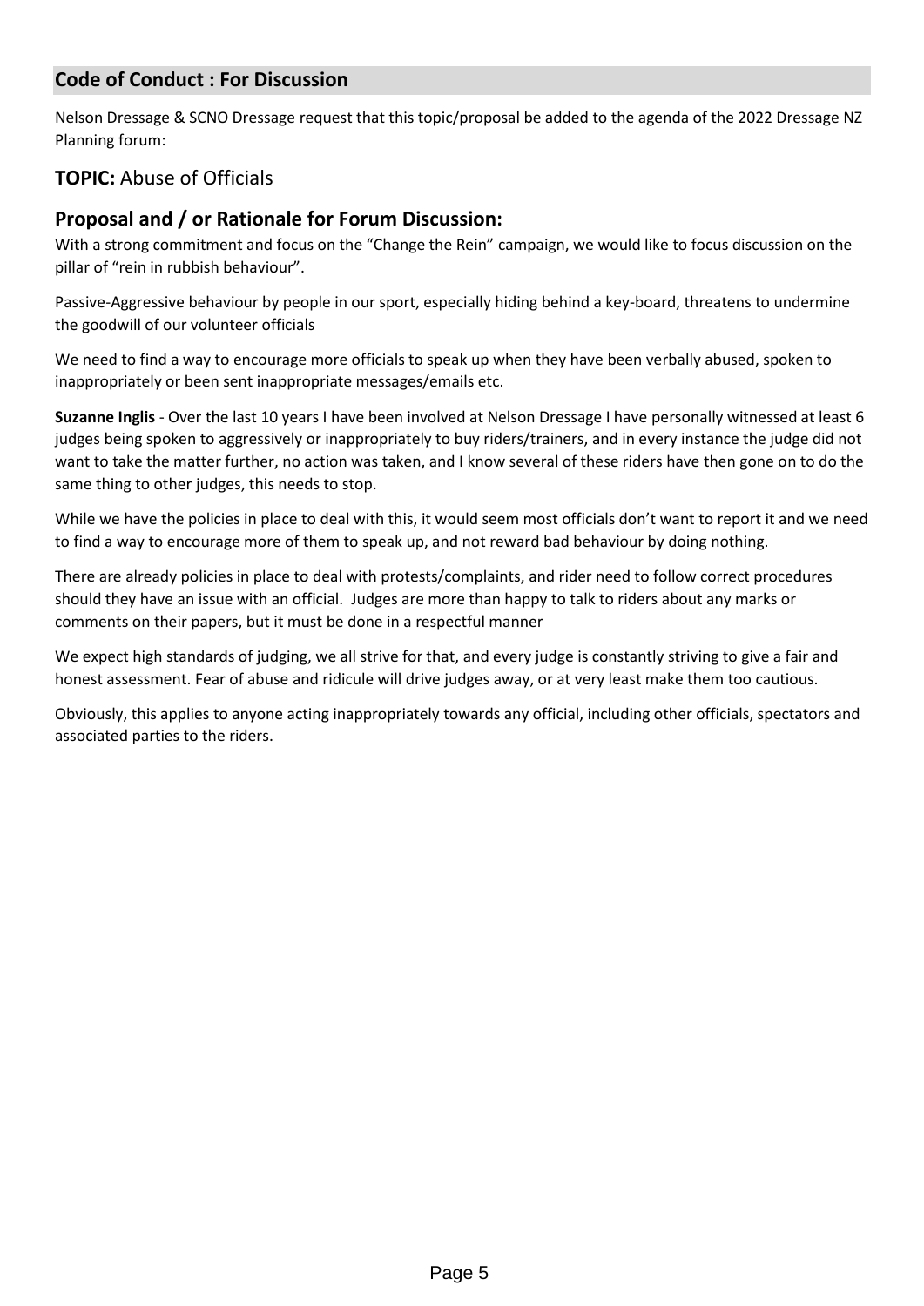## Code of Conduct : For Discussion

Nelson Dressage & SCNO Dressage request that this topic/proposal be added to the agenda of the 2022 Dressage NZ Planning forum:

### **TOPIC:** Abuse of Officials

### Proposal and / or Rationale for Forum Discussion:

With a strong commitment and focus on the "Change the Rein" campaign, we would like to focus discussion on the pillar of "rein in rubbish behaviour".

Passive-Aggressive behaviour by people in our sport, especially hiding behind a key-board, threatens to undermine the goodwill of our volunteer officials

We need to find a way to encourage more officials to speak up when they have been verbally abused, spoken to inappropriately or been sent inappropriate messages/emails etc.

**Suzanne Inglis** - Over the last 10 years I have been involved at Nelson Dressage I have personally witnessed at least 6 judges being spoken to aggressively or inappropriately to buy riders/trainers, and in every instance the judge did not want to take the matter further, no action was taken, and I know several of these riders have then gone on to do the same thing to other judges, this needs to stop.

While we have the policies in place to deal with this, it would seem most officials don't want to report it and we need to find a way to encourage more of them to speak up, and not reward bad behaviour by doing nothing.

There are already policies in place to deal with protests/complaints, and rider need to follow correct procedures should they have an issue with an official. Judges are more than happy to talk to riders about any marks or comments on their papers, but it must be done in a respectful manner

We expect high standards of judging, we all strive for that, and every judge is constantly striving to give a fair and honest assessment. Fear of abuse and ridicule will drive judges away, or at very least make them too cautious.

Obviously, this applies to anyone acting inappropriately towards any official, including other officials, spectators and associated parties to the riders.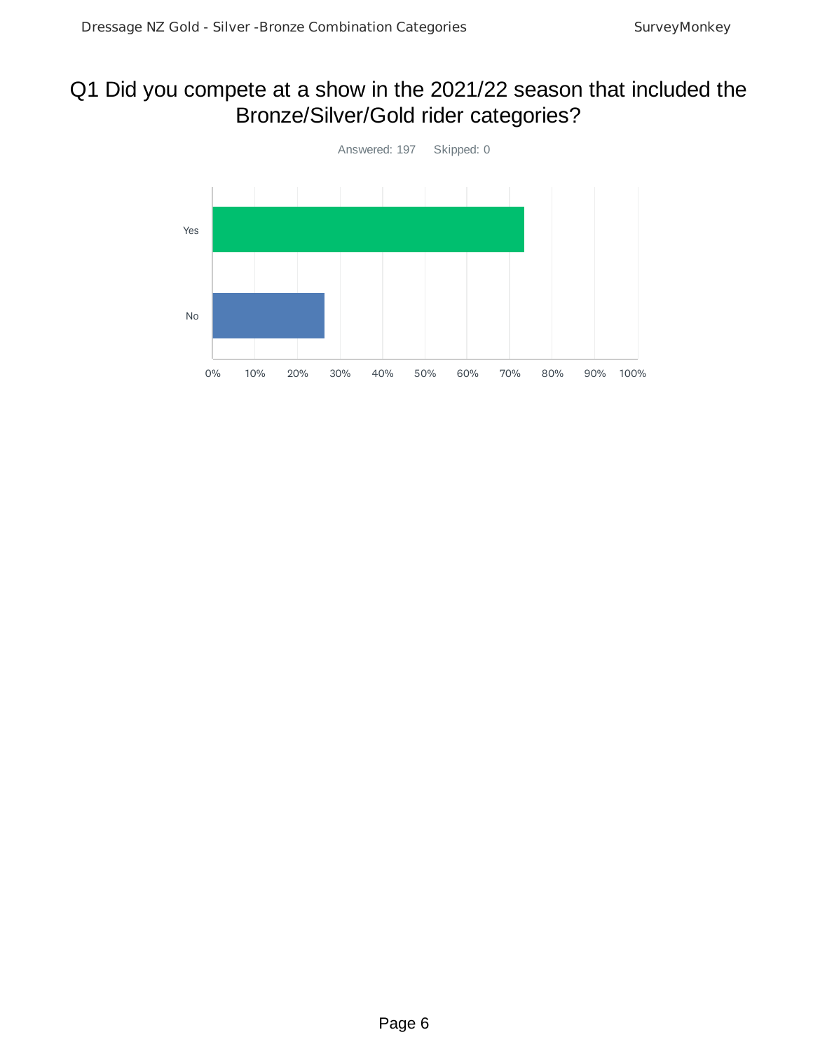# Q1 Did you compete at a show in the 2021/22 season that included the Bronze/Silver/Gold rider categories?

Answered: 197 Skipped: 0

| Answer | Approx. % |
|---|---|
| Yes | ~73% |
| No | ~26% |

0% 10% 20% 30% 40% 50% 60% 70% 80% 90% 100%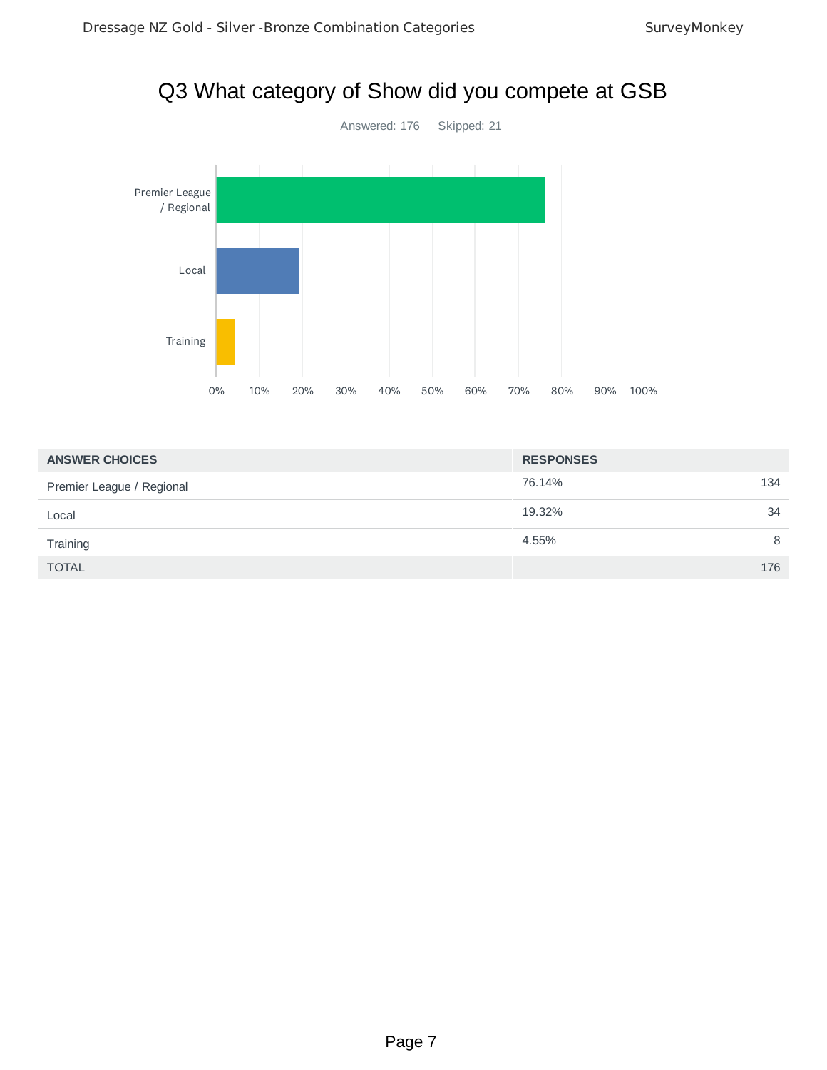# Q3 What category of Show did you compete at GSB

Answered: 176 Skipped: 21

| ANSWER CHOICES | RESPONSES | |
|---|---|---|
| Premier League / Regional | 76.14% | 134 |
| Local | 19.32% | 34 |
| Training | 4.55% | 8 |
| TOTAL | | 176 |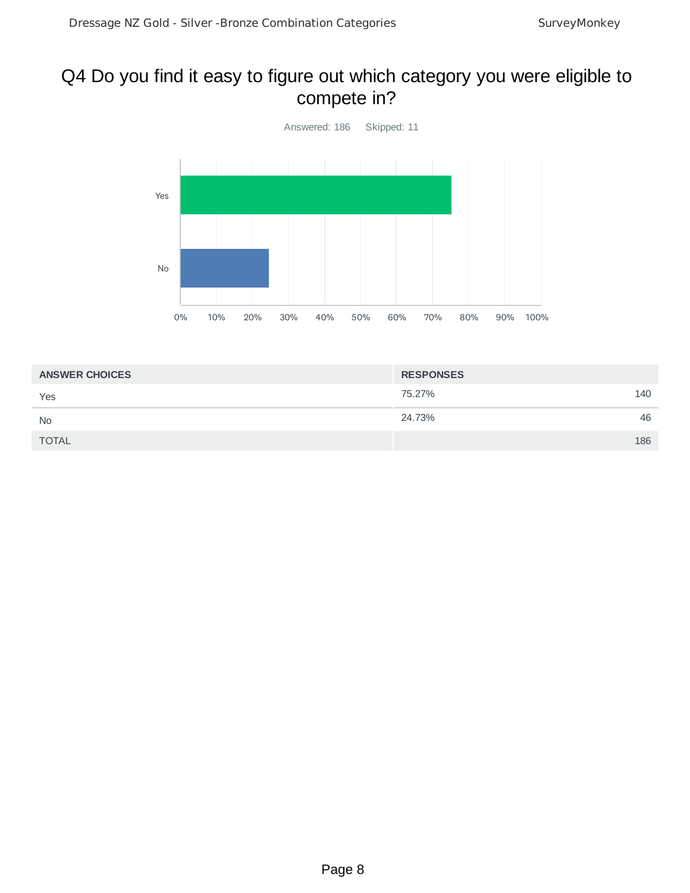# Q4 Do you find it easy to figure out which category you were eligible to compete in?

Answered: 186 Skipped: 11

| ANSWER CHOICES | RESPONSES | |
|---|---|---|
| Yes | 75.27% | 140 |
| No | 24.73% | 46 |
| TOTAL | | 186 |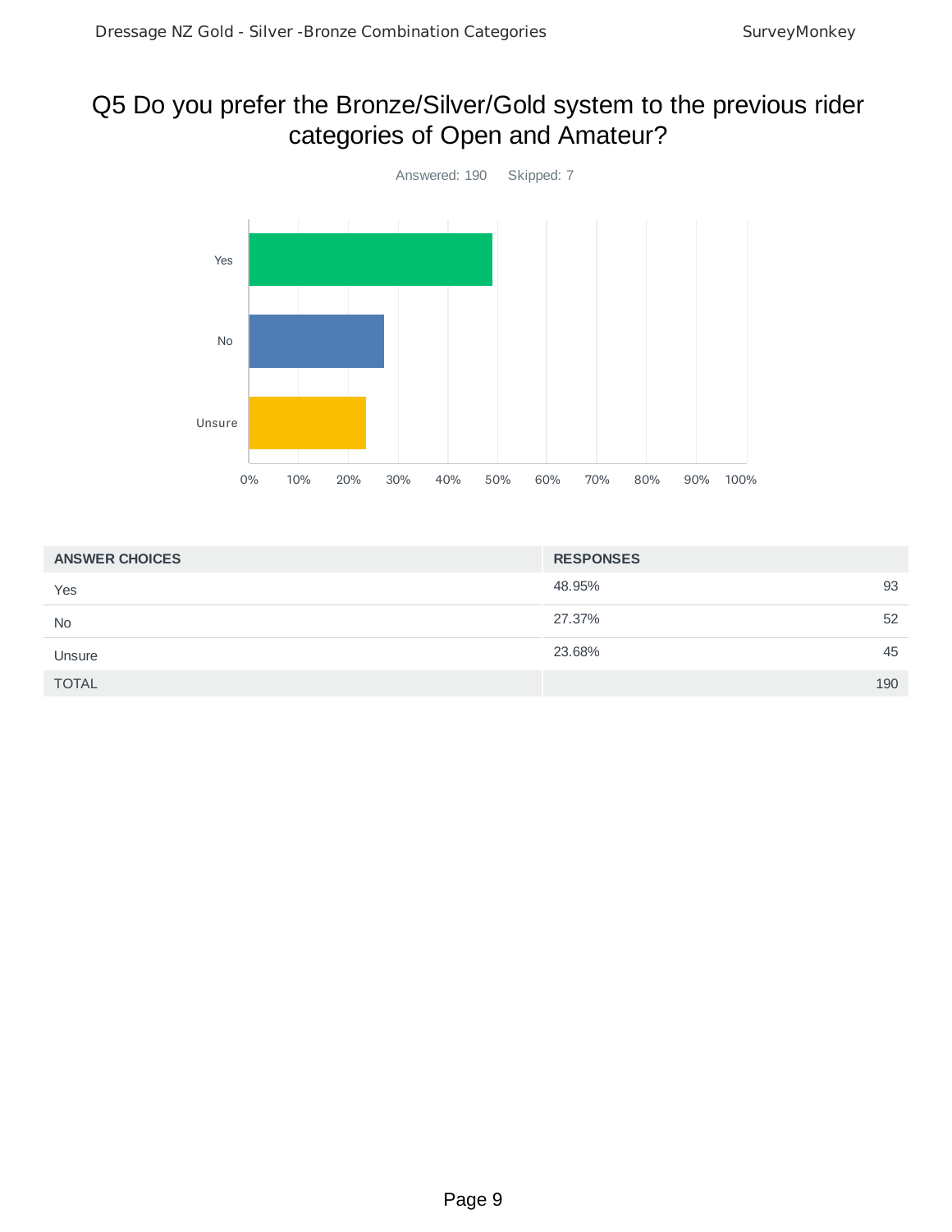# Q5 Do you prefer the Bronze/Silver/Gold system to the previous rider categories of Open and Amateur?

Answered: 190 Skipped: 7

| ANSWER CHOICES | RESPONSES | |
|---|---|---|
| Yes | 48.95% | 93 |
| No | 27.37% | 52 |
| Unsure | 23.68% | 45 |
| TOTAL | | 190 |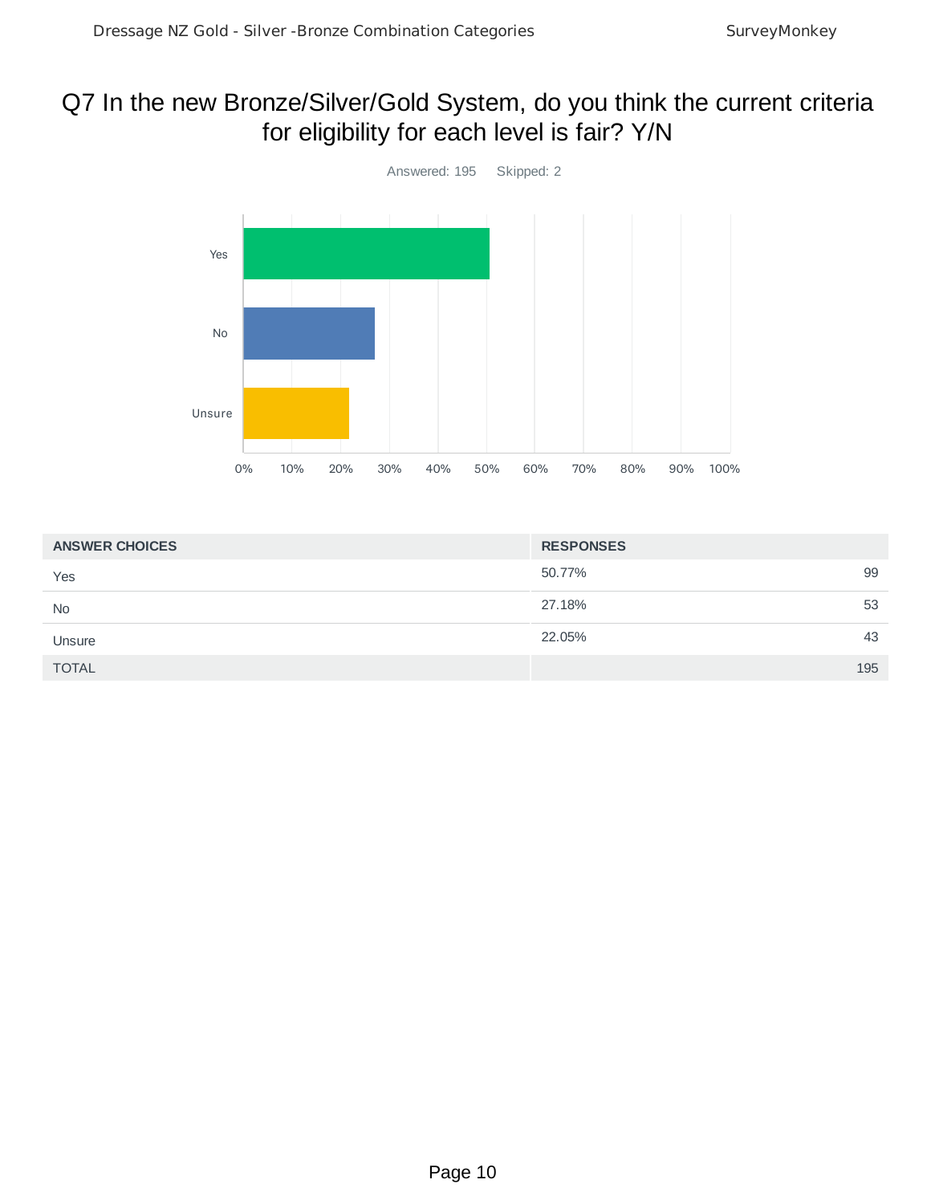# Q7 In the new Bronze/Silver/Gold System, do you think the current criteria for eligibility for each level is fair? Y/N

Answered: 195 Skipped: 2

| ANSWER CHOICES | RESPONSES | |
|---|---|---|
| Yes | 50.77% | 99 |
| No | 27.18% | 53 |
| Unsure | 22.05% | 43 |
| TOTAL | | 195 |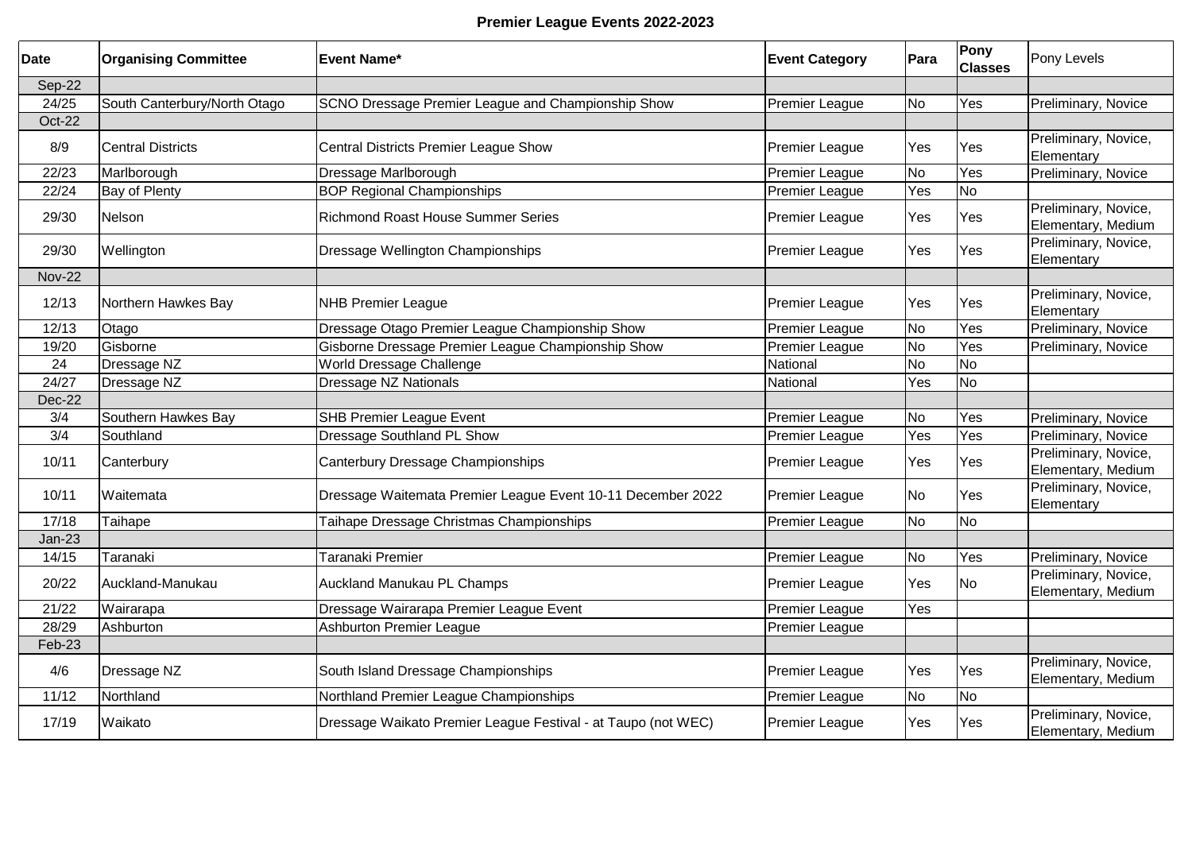**Premier League Events 2022-2023**

| Date | Organising Committee | Event Name* | Event Category | Para | Pony Classes | Pony Levels |
|---|---|---|---|---|---|---|
| Sep-22 | | | | | | |
| 24/25 | South Canterbury/North Otago | SCNO Dressage Premier League and Championship Show | Premier League | No | Yes | Preliminary, Novice |
| Oct-22 | | | | | | |
| 8/9 | Central Districts | Central Districts Premier League Show | Premier League | Yes | Yes | Preliminary, Novice, Elementary |
| 22/23 | Marlborough | Dressage Marlborough | Premier League | No | Yes | Preliminary, Novice |
| 22/24 | Bay of Plenty | BOP Regional Championships | Premier League | Yes | No | |
| 29/30 | Nelson | Richmond Roast House Summer Series | Premier League | Yes | Yes | Preliminary, Novice, Elementary, Medium |
| 29/30 | Wellington | Dressage Wellington Championships | Premier League | Yes | Yes | Preliminary, Novice, Elementary |
| Nov-22 | | | | | | |
| 12/13 | Northern Hawkes Bay | NHB Premier League | Premier League | Yes | Yes | Preliminary, Novice, Elementary |
| 12/13 | Otago | Dressage Otago Premier League Championship Show | Premier League | No | Yes | Preliminary, Novice |
| 19/20 | Gisborne | Gisborne Dressage Premier League Championship Show | Premier League | No | Yes | Preliminary, Novice |
| 24 | Dressage NZ | World Dressage Challenge | National | No | No | |
| 24/27 | Dressage NZ | Dressage NZ Nationals | National | Yes | No | |
| Dec-22 | | | | | | |
| 3/4 | Southern Hawkes Bay | SHB Premier League Event | Premier League | No | Yes | Preliminary, Novice |
| 3/4 | Southland | Dressage Southland PL Show | Premier League | Yes | Yes | Preliminary, Novice |
| 10/11 | Canterbury | Canterbury Dressage Championships | Premier League | Yes | Yes | Preliminary, Novice, Elementary, Medium |
| 10/11 | Waitemata | Dressage Waitemata Premier League Event 10-11 December 2022 | Premier League | No | Yes | Preliminary, Novice, Elementary |
| 17/18 | Taihape | Taihape Dressage Christmas Championships | Premier League | No | No | |
| Jan-23 | | | | | | |
| 14/15 | Taranaki | Taranaki Premier | Premier League | No | Yes | Preliminary, Novice |
| 20/22 | Auckland-Manukau | Auckland Manukau PL Champs | Premier League | Yes | No | Preliminary, Novice, Elementary, Medium |
| 21/22 | Wairarapa | Dressage Wairarapa Premier League Event | Premier League | Yes | | |
| 28/29 | Ashburton | Ashburton Premier League | Premier League | | | |
| Feb-23 | | | | | | |
| 4/6 | Dressage NZ | South Island Dressage Championships | Premier League | Yes | Yes | Preliminary, Novice, Elementary, Medium |
| 11/12 | Northland | Northland Premier League Championships | Premier League | No | No | |
| 17/19 | Waikato | Dressage Waikato Premier League Festival - at Taupo (not WEC) | Premier League | Yes | Yes | Preliminary, Novice, Elementary, Medium |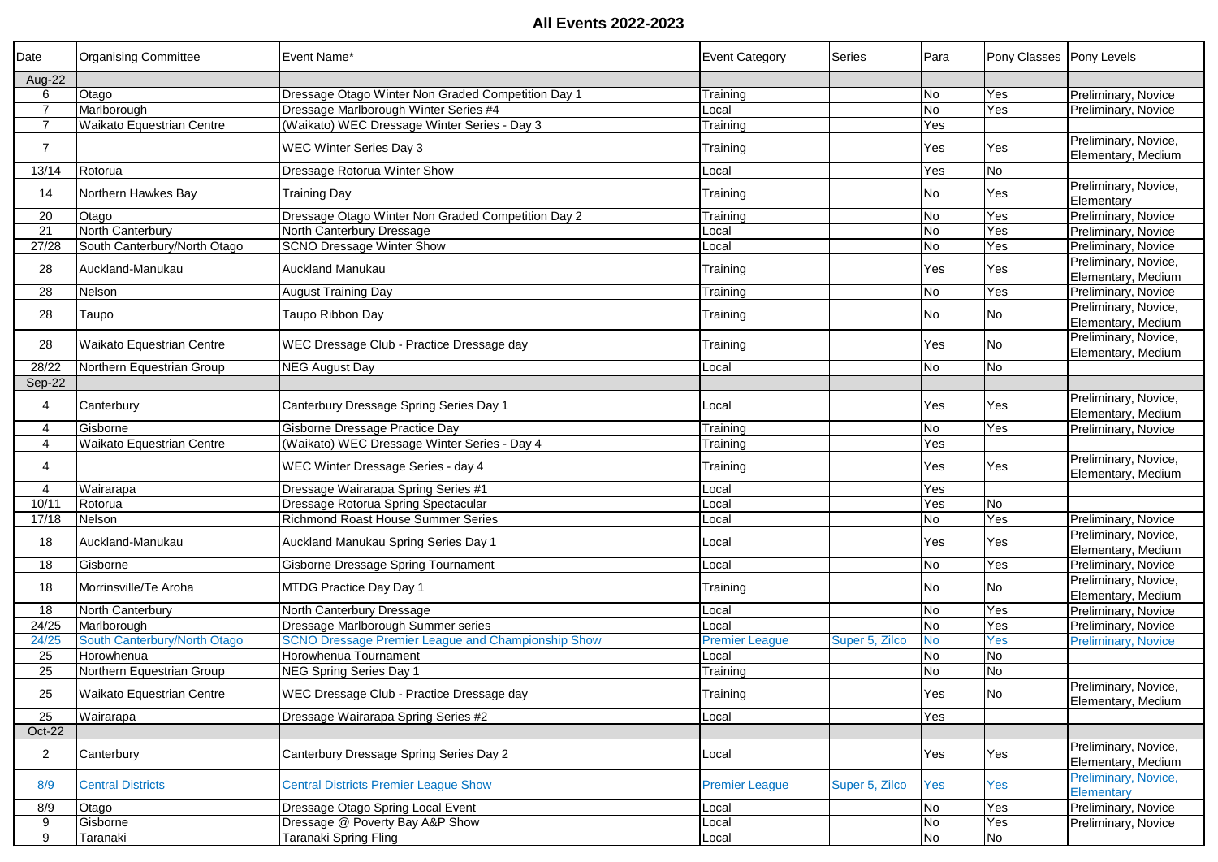# All Events 2022-2023

| Date | Organising Committee | Event Name* | Event Category | Series | Para | Pony Classes | Pony Levels |
|---|---|---|---|---|---|---|---|
| Aug-22 | | | | | | | |
| 6 | Otago | Dressage Otago Winter Non Graded Competition Day 1 | Training | | No | Yes | Preliminary, Novice |
| 7 | Marlborough | Dressage Marlborough Winter Series #4 | Local | | No | Yes | Preliminary, Novice |
| 7 | Waikato Equestrian Centre | (Waikato) WEC Dressage Winter Series - Day 3 | Training | | Yes | | |
| 7 | | WEC Winter Series Day 3 | Training | | Yes | Yes | Preliminary, Novice, Elementary, Medium |
| 13/14 | Rotorua | Dressage Rotorua Winter Show | Local | | Yes | No | |
| 14 | Northern Hawkes Bay | Training Day | Training | | No | Yes | Preliminary, Novice, Elementary |
| 20 | Otago | Dressage Otago Winter Non Graded Competition Day 2 | Training | | No | Yes | Preliminary, Novice |
| 21 | North Canterbury | North Canterbury Dressage | Local | | No | Yes | Preliminary, Novice |
| 27/28 | South Canterbury/North Otago | SCNO Dressage Winter Show | Local | | No | Yes | Preliminary, Novice |
| 28 | Auckland-Manukau | Auckland Manukau | Training | | Yes | Yes | Preliminary, Novice, Elementary, Medium |
| 28 | Nelson | August Training Day | Training | | No | Yes | Preliminary, Novice |
| 28 | Taupo | Taupo Ribbon Day | Training | | No | No | Preliminary, Novice, Elementary, Medium |
| 28 | Waikato Equestrian Centre | WEC Dressage Club - Practice Dressage day | Training | | Yes | No | Preliminary, Novice, Elementary, Medium |
| 28/22 | Northern Equestrian Group | NEG August Day | Local | | No | No | |
| Sep-22 | | | | | | | |
| 4 | Canterbury | Canterbury Dressage Spring Series Day 1 | Local | | Yes | Yes | Preliminary, Novice, Elementary, Medium |
| 4 | Gisborne | Gisborne Dressage Practice Day | Training | | No | Yes | Preliminary, Novice |
| 4 | Waikato Equestrian Centre | (Waikato) WEC Dressage Winter Series - Day 4 | Training | | Yes | | |
| 4 | | WEC Winter Dressage Series - day 4 | Training | | Yes | Yes | Preliminary, Novice, Elementary, Medium |
| 4 | Wairarapa | Dressage Wairarapa Spring Series #1 | Local | | Yes | | |
| 10/11 | Rotorua | Dressage Rotorua Spring Spectacular | Local | | Yes | No | |
| 17/18 | Nelson | Richmond Roast House Summer Series | Local | | No | Yes | Preliminary, Novice |
| 18 | Auckland-Manukau | Auckland Manukau Spring Series Day 1 | Local | | Yes | Yes | Preliminary, Novice, Elementary, Medium |
| 18 | Gisborne | Gisborne Dressage Spring Tournament | Local | | No | Yes | Preliminary, Novice |
| 18 | Morrinsville/Te Aroha | MTDG Practice Day Day 1 | Training | | No | No | Preliminary, Novice, Elementary, Medium |
| 18 | North Canterbury | North Canterbury Dressage | Local | | No | Yes | Preliminary, Novice |
| 24/25 | Marlborough | Dressage Marlborough Summer series | Local | | No | Yes | Preliminary, Novice |
| 24/25 | South Canterbury/North Otago | SCNO Dressage Premier League and Championship Show | Premier League | Super 5, Zilco | No | Yes | Preliminary, Novice |
| 25 | Horowhenua | Horowhenua Tournament | Local | | No | No | |
| 25 | Northern Equestrian Group | NEG Spring Series Day 1 | Training | | No | No | |
| 25 | Waikato Equestrian Centre | WEC Dressage Club - Practice Dressage day | Training | | Yes | No | Preliminary, Novice, Elementary, Medium |
| 25 | Wairarapa | Dressage Wairarapa Spring Series #2 | Local | | Yes | | |
| Oct-22 | | | | | | | |
| 2 | Canterbury | Canterbury Dressage Spring Series Day 2 | Local | | Yes | Yes | Preliminary, Novice, Elementary, Medium |
| 8/9 | Central Districts | Central Districts Premier League Show | Premier League | Super 5, Zilco | Yes | Yes | Preliminary, Novice, Elementary |
| 8/9 | Otago | Dressage Otago Spring Local Event | Local | | No | Yes | Preliminary, Novice |
| 9 | Gisborne | Dressage @ Poverty Bay A&P Show | Local | | No | Yes | Preliminary, Novice |
| 9 | Taranaki | Taranaki Spring Fling | Local | | No | No | |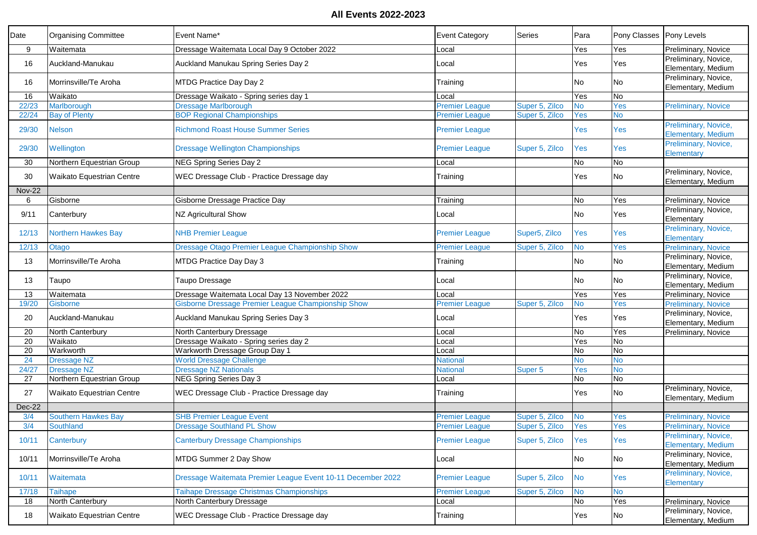# All Events 2022-2023

| Date | Organising Committee | Event Name* | Event Category | Series | Para | Pony Classes | Pony Levels |
|---|---|---|---|---|---|---|---|
| 9 | Waitemata | Dressage Waitemata Local Day 9 October 2022 | Local | | Yes | Yes | Preliminary, Novice |
| 16 | Auckland-Manukau | Auckland Manukau Spring Series Day 2 | Local | | Yes | Yes | Preliminary, Novice, Elementary, Medium |
| 16 | Morrinsville/Te Aroha | MTDG Practice Day Day 2 | Training | | No | No | Preliminary, Novice, Elementary, Medium |
| 16 | Waikato | Dressage Waikato - Spring series day 1 | Local | | Yes | No | |
| 22/23 | Marlborough | Dressage Marlborough | Premier League | Super 5, Zilco | No | Yes | Preliminary, Novice |
| 22/24 | Bay of Plenty | BOP Regional Championships | Premier League | Super 5, Zilco | Yes | No | |
| 29/30 | Nelson | Richmond Roast House Summer Series | Premier League | | Yes | Yes | Preliminary, Novice, Elementary, Medium |
| 29/30 | Wellington | Dressage Wellington Championships | Premier League | Super 5, Zilco | Yes | Yes | Preliminary, Novice, Elementary |
| 30 | Northern Equestrian Group | NEG Spring Series Day 2 | Local | | No | No | |
| 30 | Waikato Equestrian Centre | WEC Dressage Club - Practice Dressage day | Training | | Yes | No | Preliminary, Novice, Elementary, Medium |
| Nov-22 | | | | | | | |
| 6 | Gisborne | Gisborne Dressage Practice Day | Training | | No | Yes | Preliminary, Novice |
| 9/11 | Canterbury | NZ Agricultural Show | Local | | No | Yes | Preliminary, Novice, Elementary |
| 12/13 | Northern Hawkes Bay | NHB Premier League | Premier League | Super5, Zilco | Yes | Yes | Preliminary, Novice, Elementary |
| 12/13 | Otago | Dressage Otago Premier League Championship Show | Premier League | Super 5, Zilco | No | Yes | Preliminary, Novice |
| 13 | Morrinsville/Te Aroha | MTDG Practice Day Day 3 | Training | | No | No | Preliminary, Novice, Elementary, Medium |
| 13 | Taupo | Taupo Dressage | Local | | No | No | Preliminary, Novice, Elementary, Medium |
| 13 | Waitemata | Dressage Waitemata Local Day 13 November 2022 | Local | | Yes | Yes | Preliminary, Novice |
| 19/20 | Gisborne | Gisborne Dressage Premier League Championship Show | Premier League | Super 5, Zilco | No | Yes | Preliminary, Novice |
| 20 | Auckland-Manukau | Auckland Manukau Spring Series Day 3 | Local | | Yes | Yes | Preliminary, Novice, Elementary, Medium |
| 20 | North Canterbury | North Canterbury Dressage | Local | | No | Yes | Preliminary, Novice |
| 20 | Waikato | Dressage Waikato - Spring series day 2 | Local | | Yes | No | |
| 20 | Warkworth | Warkworth Dressage Group Day 1 | Local | | No | No | |
| 24 | Dressage NZ | World Dressage Challenge | National | | No | No | |
| 24/27 | Dressage NZ | Dressage NZ Nationals | National | Super 5 | Yes | No | |
| 27 | Northern Equestrian Group | NEG Spring Series Day 3 | Local | | No | No | |
| 27 | Waikato Equestrian Centre | WEC Dressage Club - Practice Dressage day | Training | | Yes | No | Preliminary, Novice, Elementary, Medium |
| Dec-22 | | | | | | | |
| 3/4 | Southern Hawkes Bay | SHB Premier League Event | Premier League | Super 5, Zilco | No | Yes | Preliminary, Novice |
| 3/4 | Southland | Dressage Southland PL Show | Premier League | Super 5, Zilco | Yes | Yes | Preliminary, Novice |
| 10/11 | Canterbury | Canterbury Dressage Championships | Premier League | Super 5, Zilco | Yes | Yes | Preliminary, Novice, Elementary, Medium |
| 10/11 | Morrinsville/Te Aroha | MTDG Summer 2 Day Show | Local | | No | No | Preliminary, Novice, Elementary, Medium |
| 10/11 | Waitemata | Dressage Waitemata Premier League Event 10-11 December 2022 | Premier League | Super 5, Zilco | No | Yes | Preliminary, Novice, Elementary |
| 17/18 | Taihape | Taihape Dressage Christmas Championships | Premier League | Super 5, Zilco | No | No | |
| 18 | North Canterbury | North Canterbury Dressage | Local | | No | Yes | Preliminary, Novice |
| 18 | Waikato Equestrian Centre | WEC Dressage Club - Practice Dressage day | Training | | Yes | No | Preliminary, Novice, Elementary, Medium |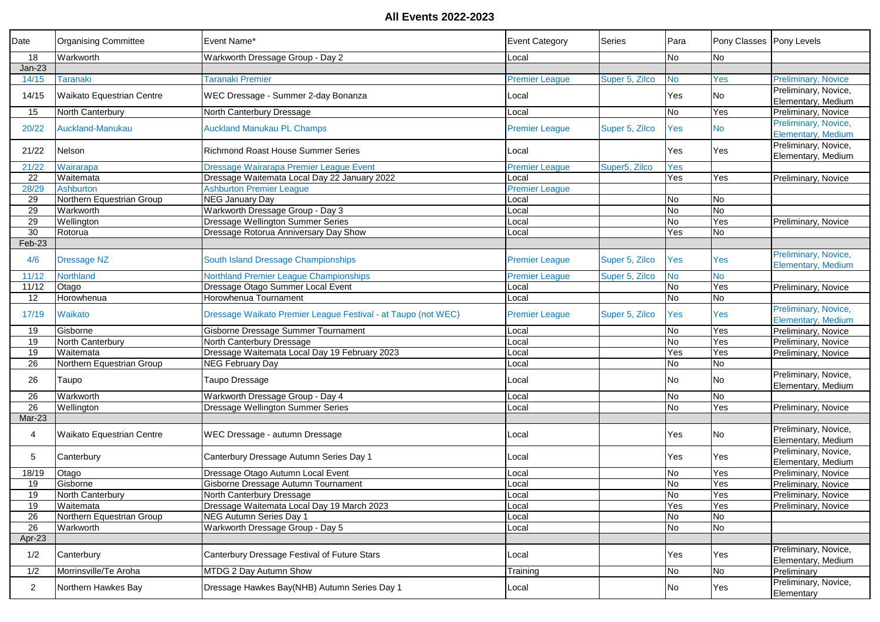# All Events 2022-2023

| Date | Organising Committee | Event Name* | Event Category | Series | Para | Pony Classes | Pony Levels |
|---|---|---|---|---|---|---|---|
| 18 | Warkworth | Warkworth Dressage Group - Day 2 | Local | | No | No | |
| Jan-23 | | | | | | | |
| 14/15 | Taranaki | Taranaki Premier | Premier League | Super 5, Zilco | No | Yes | Preliminary, Novice |
| 14/15 | Waikato Equestrian Centre | WEC Dressage - Summer 2-day Bonanza | Local | | Yes | No | Preliminary, Novice, Elementary, Medium |
| 15 | North Canterbury | North Canterbury Dressage | Local | | No | Yes | Preliminary, Novice |
| 20/22 | Auckland-Manukau | Auckland Manukau PL Champs | Premier League | Super 5, Zilco | Yes | No | Preliminary, Novice, Elementary, Medium |
| 21/22 | Nelson | Richmond Roast House Summer Series | Local | | Yes | Yes | Preliminary, Novice, Elementary, Medium |
| 21/22 | Wairarapa | Dressage Wairarapa Premier League Event | Premier League | Super5, Zilco | Yes | | |
| 22 | Waitemata | Dressage Waitemata Local Day 22 January 2022 | Local | | Yes | Yes | Preliminary, Novice |
| 28/29 | Ashburton | Ashburton Premier League | Premier League | | | | |
| 29 | Northern Equestrian Group | NEG January Day | Local | | No | No | |
| 29 | Warkworth | Warkworth Dressage Group - Day 3 | Local | | No | No | |
| 29 | Wellington | Dressage Wellington Summer Series | Local | | No | Yes | Preliminary, Novice |
| 30 | Rotorua | Dressage Rotorua Anniversary Day Show | Local | | Yes | No | |
| Feb-23 | | | | | | | |
| 4/6 | Dressage NZ | South Island Dressage Championships | Premier League | Super 5, Zilco | Yes | Yes | Preliminary, Novice, Elementary, Medium |
| 11/12 | Northland | Northland Premier League Championships | Premier League | Super 5, Zilco | No | No | |
| 11/12 | Otago | Dressage Otago Summer Local Event | Local | | No | Yes | Preliminary, Novice |
| 12 | Horowhenua | Horowhenua Tournament | Local | | No | No | |
| 17/19 | Waikato | Dressage Waikato Premier League Festival - at Taupo (not WEC) | Premier League | Super 5, Zilco | Yes | Yes | Preliminary, Novice, Elementary, Medium |
| 19 | Gisborne | Gisborne Dressage Summer Tournament | Local | | No | Yes | Preliminary, Novice |
| 19 | North Canterbury | North Canterbury Dressage | Local | | No | Yes | Preliminary, Novice |
| 19 | Waitemata | Dressage Waitemata Local Day 19 February 2023 | Local | | Yes | Yes | Preliminary, Novice |
| 26 | Northern Equestrian Group | NEG February Day | Local | | No | No | |
| 26 | Taupo | Taupo Dressage | Local | | No | No | Preliminary, Novice, Elementary, Medium |
| 26 | Warkworth | Warkworth Dressage Group - Day 4 | Local | | No | No | |
| 26 | Wellington | Dressage Wellington Summer Series | Local | | No | Yes | Preliminary, Novice |
| Mar-23 | | | | | | | |
| 4 | Waikato Equestrian Centre | WEC Dressage - autumn Dressage | Local | | Yes | No | Preliminary, Novice, Elementary, Medium |
| 5 | Canterbury | Canterbury Dressage Autumn Series Day 1 | Local | | Yes | Yes | Preliminary, Novice, Elementary, Medium |
| 18/19 | Otago | Dressage Otago Autumn Local Event | Local | | No | Yes | Preliminary, Novice |
| 19 | Gisborne | Gisborne Dressage Autumn Tournament | Local | | No | Yes | Preliminary, Novice |
| 19 | North Canterbury | North Canterbury Dressage | Local | | No | Yes | Preliminary, Novice |
| 19 | Waitemata | Dressage Waitemata Local Day 19 March 2023 | Local | | Yes | Yes | Preliminary, Novice |
| 26 | Northern Equestrian Group | NEG Autumn Series Day 1 | Local | | No | No | |
| 26 | Warkworth | Warkworth Dressage Group - Day 5 | Local | | No | No | |
| Apr-23 | | | | | | | |
| 1/2 | Canterbury | Canterbury Dressage Festival of Future Stars | Local | | Yes | Yes | Preliminary, Novice, Elementary, Medium |
| 1/2 | Morrinsville/Te Aroha | MTDG 2 Day Autumn Show | Training | | No | No | Preliminary |
| 2 | Northern Hawkes Bay | Dressage Hawkes Bay(NHB) Autumn Series Day 1 | Local | | No | Yes | Preliminary, Novice, Elementary |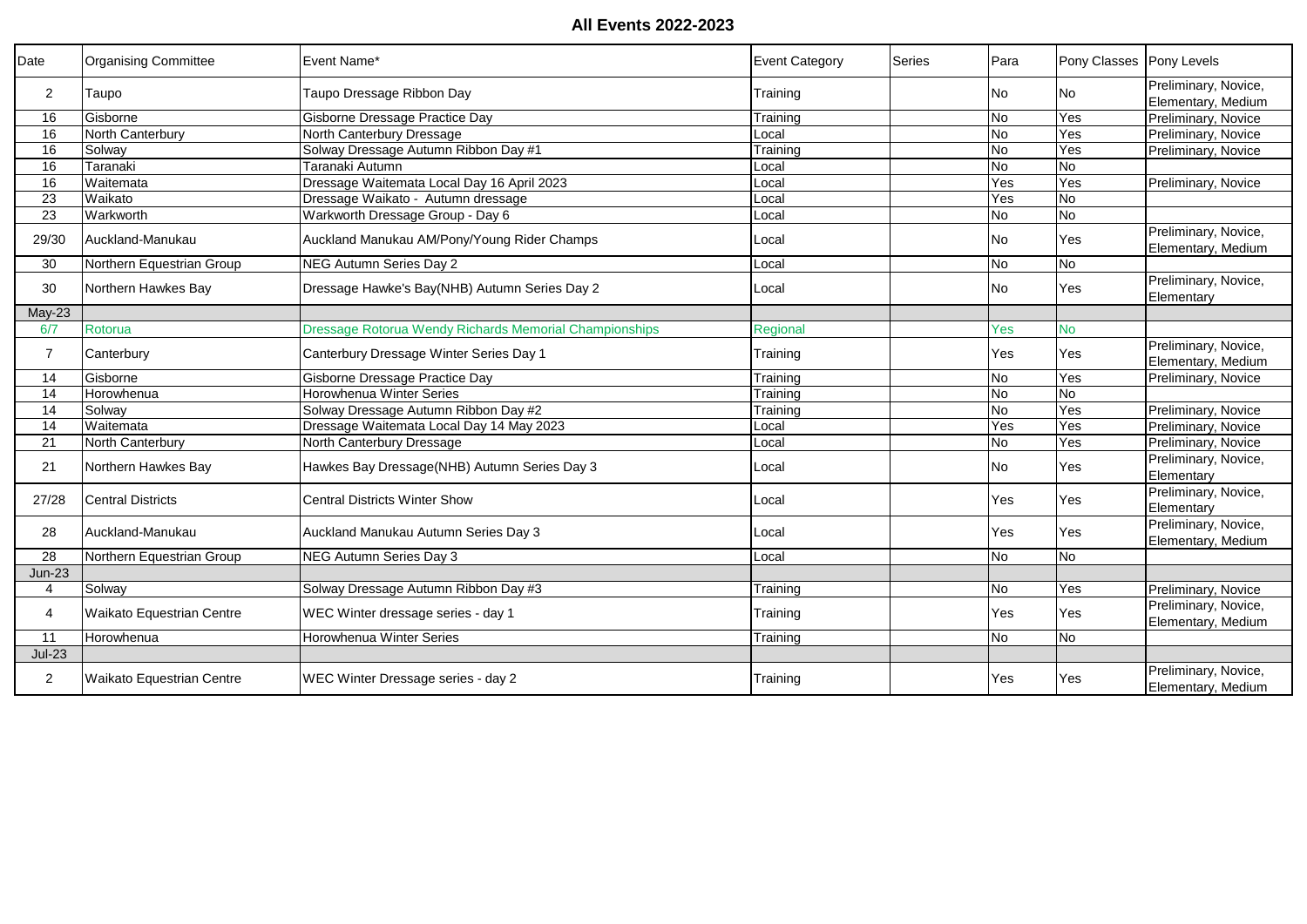**All Events 2022-2023**

| Date | Organising Committee | Event Name* | Event Category | Series | Para | Pony Classes | Pony Levels |
|---|---|---|---|---|---|---|---|
| 2 | Taupo | Taupo Dressage Ribbon Day | Training | | No | No | Preliminary, Novice, Elementary, Medium |
| 16 | Gisborne | Gisborne Dressage Practice Day | Training | | No | Yes | Preliminary, Novice |
| 16 | North Canterbury | North Canterbury Dressage | Local | | No | Yes | Preliminary, Novice |
| 16 | Solway | Solway Dressage Autumn Ribbon Day #1 | Training | | No | Yes | Preliminary, Novice |
| 16 | Taranaki | Taranaki Autumn | Local | | No | No | |
| 16 | Waitemata | Dressage Waitemata Local Day 16 April 2023 | Local | | Yes | Yes | Preliminary, Novice |
| 23 | Waikato | Dressage Waikato - Autumn dressage | Local | | Yes | No | |
| 23 | Warkworth | Warkworth Dressage Group - Day 6 | Local | | No | No | |
| 29/30 | Auckland-Manukau | Auckland Manukau AM/Pony/Young Rider Champs | Local | | No | Yes | Preliminary, Novice, Elementary, Medium |
| 30 | Northern Equestrian Group | NEG Autumn Series Day 2 | Local | | No | No | |
| 30 | Northern Hawkes Bay | Dressage Hawke's Bay(NHB) Autumn Series Day 2 | Local | | No | Yes | Preliminary, Novice, Elementary |
| May-23 | | | | | | | |
| 6/7 | Rotorua | Dressage Rotorua Wendy Richards Memorial Championships | Regional | | Yes | No | |
| 7 | Canterbury | Canterbury Dressage Winter Series Day 1 | Training | | Yes | Yes | Preliminary, Novice, Elementary, Medium |
| 14 | Gisborne | Gisborne Dressage Practice Day | Training | | No | Yes | Preliminary, Novice |
| 14 | Horowhenua | Horowhenua Winter Series | Training | | No | No | |
| 14 | Solway | Solway Dressage Autumn Ribbon Day #2 | Training | | No | Yes | Preliminary, Novice |
| 14 | Waitemata | Dressage Waitemata Local Day 14 May 2023 | Local | | Yes | Yes | Preliminary, Novice |
| 21 | North Canterbury | North Canterbury Dressage | Local | | No | Yes | Preliminary, Novice |
| 21 | Northern Hawkes Bay | Hawkes Bay Dressage(NHB) Autumn Series Day 3 | Local | | No | Yes | Preliminary, Novice, Elementary |
| 27/28 | Central Districts | Central Districts Winter Show | Local | | Yes | Yes | Preliminary, Novice, Elementary |
| 28 | Auckland-Manukau | Auckland Manukau Autumn Series Day 3 | Local | | Yes | Yes | Preliminary, Novice, Elementary, Medium |
| 28 | Northern Equestrian Group | NEG Autumn Series Day 3 | Local | | No | No | |
| Jun-23 | | | | | | | |
| 4 | Solway | Solway Dressage Autumn Ribbon Day #3 | Training | | No | Yes | Preliminary, Novice |
| 4 | Waikato Equestrian Centre | WEC Winter dressage series - day 1 | Training | | Yes | Yes | Preliminary, Novice, Elementary, Medium |
| 11 | Horowhenua | Horowhenua Winter Series | Training | | No | No | |
| Jul-23 | | | | | | | |
| 2 | Waikato Equestrian Centre | WEC Winter Dressage series - day 2 | Training | | Yes | Yes | Preliminary, Novice, Elementary, Medium |